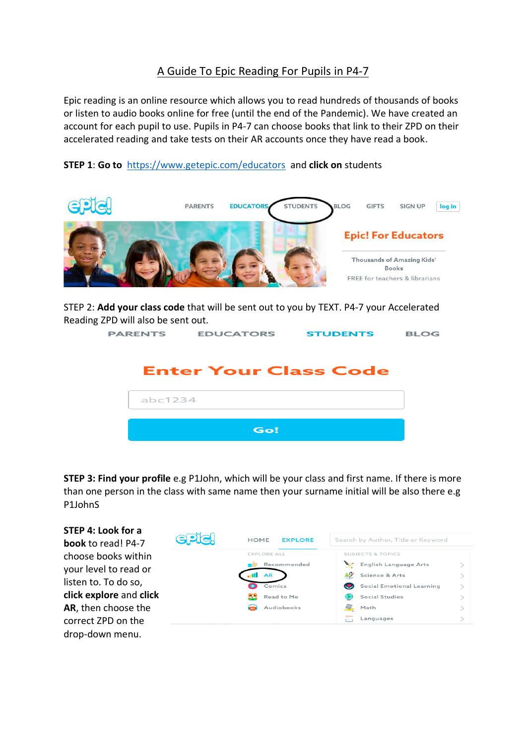# A Guide To Epic Reading For Pupils in P4-7

Epic reading is an online resource which allows you to read hundreds of thousands of books or listen to audio books online for free (until the end of the Pandemic). We have created an account for each pupil to use. Pupils in P4-7 can choose books that link to their ZPD on their accelerated reading and take tests on their AR accounts once they have read a book.

**STEP 1**: **Go to** https://www.getepic.com/educators and **click on** students

STEP 2: **Add your class code** that will be sent out to you by TEXT. P4-7 your Accelerated Reading ZPD will also be sent out.

**STEP 3: Find your profile** e.g P1John, which will be your class and first name. If there is more than one person in the class with same name then your surname initial will be also there e.g P1JohnS

**STEP 4: Look for a book** to read! P4-7 choose books within your level to read or listen to. To do so, **click explore** and **click AR**, then choose the correct ZPD on the drop-down menu.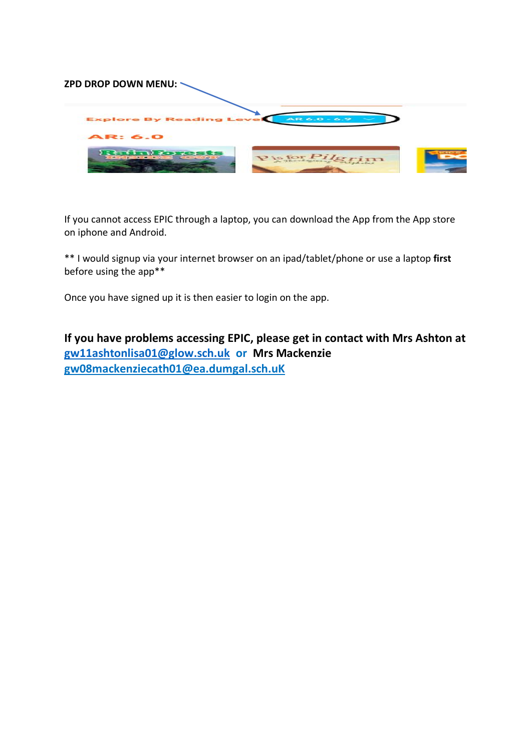**ZPD DROP DOWN MENU:**

If you cannot access EPIC through a laptop, you can download the App from the App store on iphone and Android.

** I would signup via your internet browser on an ipad/tablet/phone or use a laptop **first** before using the app**

Once you have signed up it is then easier to login on the app.

**If you have problems accessing EPIC, please get in contact with Mrs Ashton at gw11ashtonlisa01@glow.sch.uk or Mrs Mackenzie gw08mackenziecath01@ea.dumgal.sch.uK**